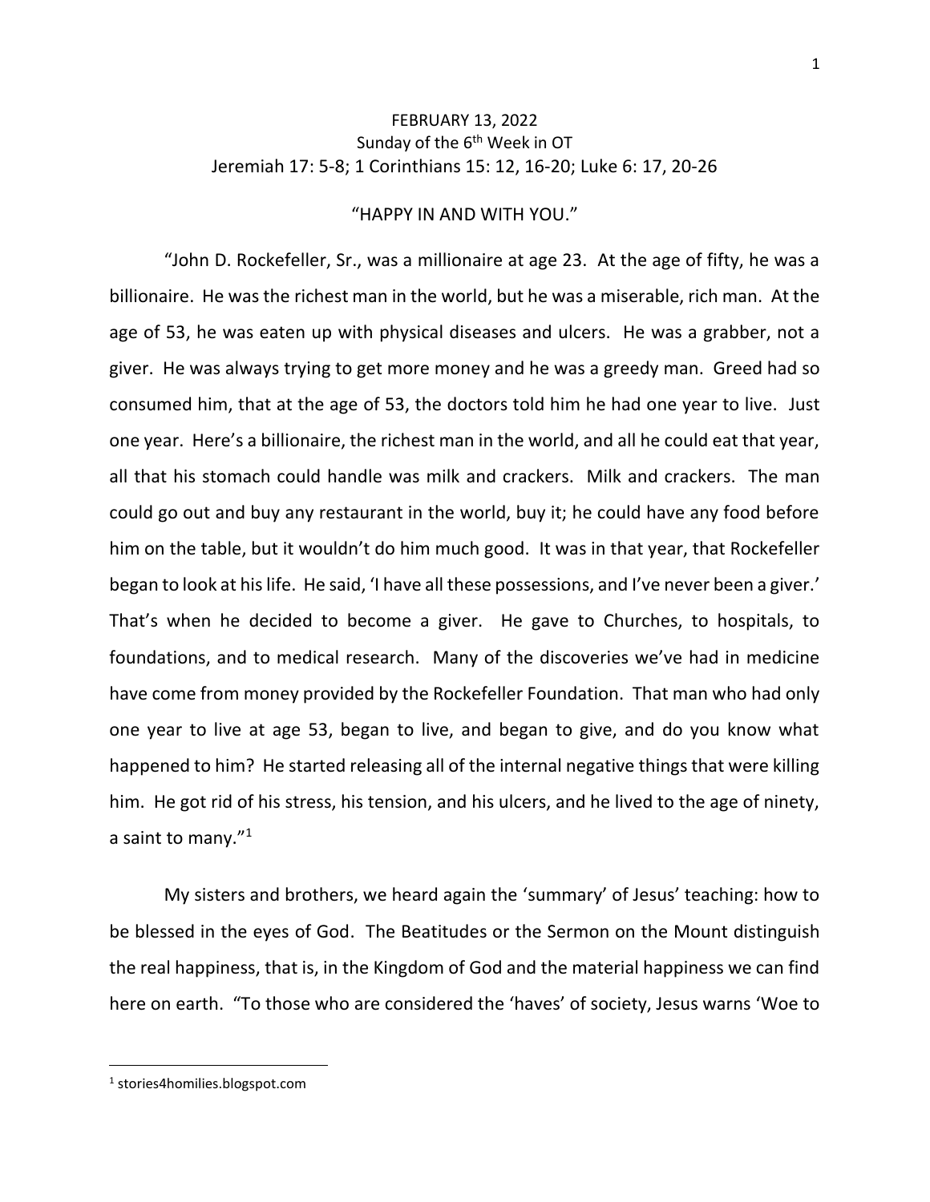FEBRUARY 13, 2022
Sunday of the 6th Week in OT
Jeremiah 17: 5-8; 1 Corinthians 15: 12, 16-20; Luke 6: 17, 20-26

"HAPPY IN AND WITH YOU."

"John D. Rockefeller, Sr., was a millionaire at age 23. At the age of fifty, he was a billionaire. He was the richest man in the world, but he was a miserable, rich man. At the age of 53, he was eaten up with physical diseases and ulcers. He was a grabber, not a giver. He was always trying to get more money and he was a greedy man. Greed had so consumed him, that at the age of 53, the doctors told him he had one year to live. Just one year. Here's a billionaire, the richest man in the world, and all he could eat that year, all that his stomach could handle was milk and crackers. Milk and crackers. The man could go out and buy any restaurant in the world, buy it; he could have any food before him on the table, but it wouldn't do him much good. It was in that year, that Rockefeller began to look at his life. He said, 'I have all these possessions, and I've never been a giver.' That's when he decided to become a giver. He gave to Churches, to hospitals, to foundations, and to medical research. Many of the discoveries we've had in medicine have come from money provided by the Rockefeller Foundation. That man who had only one year to live at age 53, began to live, and began to give, and do you know what happened to him? He started releasing all of the internal negative things that were killing him. He got rid of his stress, his tension, and his ulcers, and he lived to the age of ninety, a saint to many."[1]

My sisters and brothers, we heard again the 'summary' of Jesus' teaching: how to be blessed in the eyes of God. The Beatitudes or the Sermon on the Mount distinguish the real happiness, that is, in the Kingdom of God and the material happiness we can find here on earth. "To those who are considered the 'haves' of society, Jesus warns 'Woe to

[1] stories4homilies.blogspot.com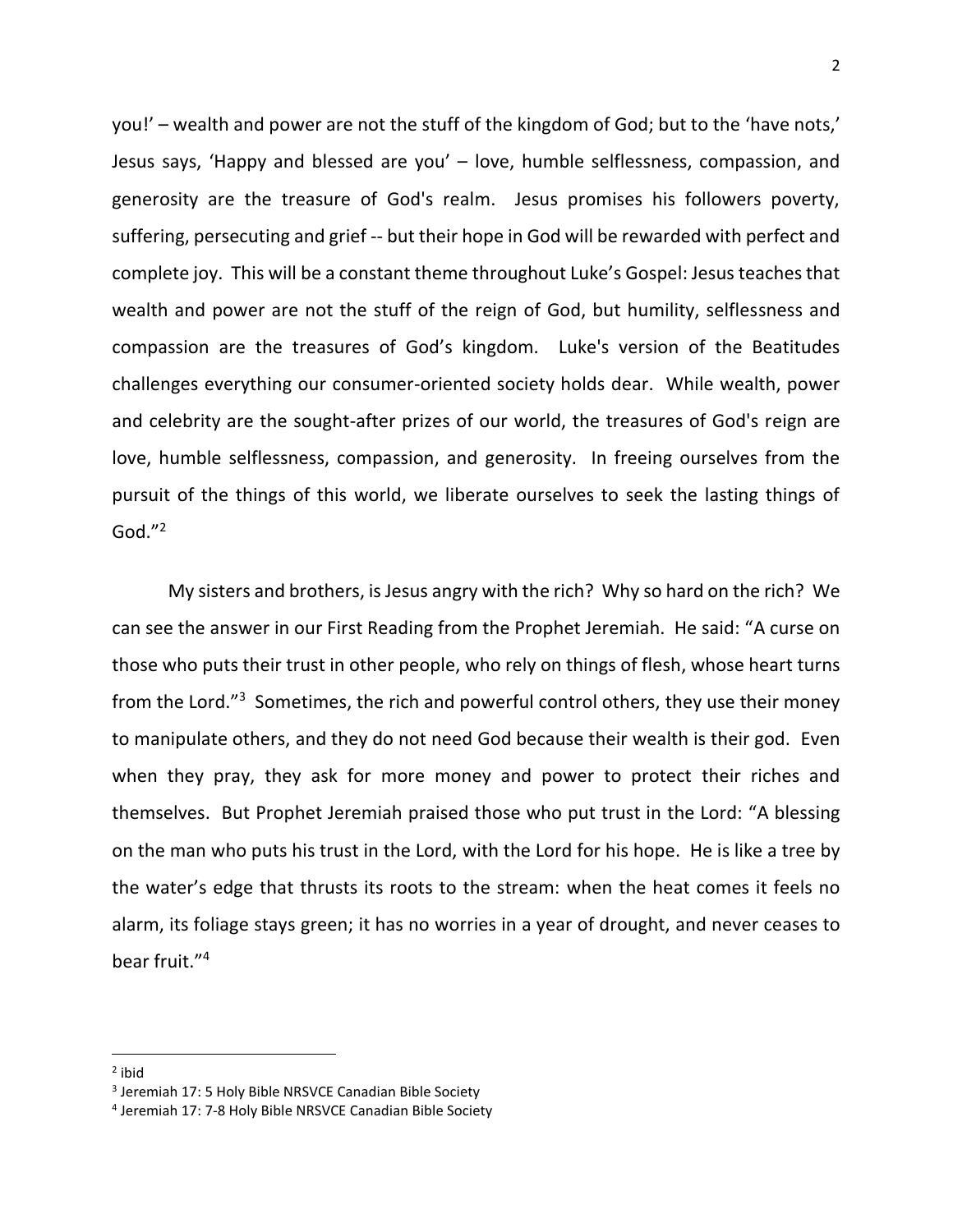you!' – wealth and power are not the stuff of the kingdom of God; but to the 'have nots,' Jesus says, 'Happy and blessed are you' – love, humble selflessness, compassion, and generosity are the treasure of God's realm. Jesus promises his followers poverty, suffering, persecuting and grief -- but their hope in God will be rewarded with perfect and complete joy. This will be a constant theme throughout Luke's Gospel: Jesus teaches that wealth and power are not the stuff of the reign of God, but humility, selflessness and compassion are the treasures of God's kingdom. Luke's version of the Beatitudes challenges everything our consumer-oriented society holds dear. While wealth, power and celebrity are the sought-after prizes of our world, the treasures of God's reign are love, humble selflessness, compassion, and generosity. In freeing ourselves from the pursuit of the things of this world, we liberate ourselves to seek the lasting things of God."[2]

My sisters and brothers, is Jesus angry with the rich? Why so hard on the rich? We can see the answer in our First Reading from the Prophet Jeremiah. He said: "A curse on those who puts their trust in other people, who rely on things of flesh, whose heart turns from the Lord."[3] Sometimes, the rich and powerful control others, they use their money to manipulate others, and they do not need God because their wealth is their god. Even when they pray, they ask for more money and power to protect their riches and themselves. But Prophet Jeremiah praised those who put trust in the Lord: "A blessing on the man who puts his trust in the Lord, with the Lord for his hope. He is like a tree by the water's edge that thrusts its roots to the stream: when the heat comes it feels no alarm, its foliage stays green; it has no worries in a year of drought, and never ceases to bear fruit."[4]

---

[2] ibid

[3] Jeremiah 17: 5 Holy Bible NRSVCE Canadian Bible Society

[4] Jeremiah 17: 7-8 Holy Bible NRSVCE Canadian Bible Society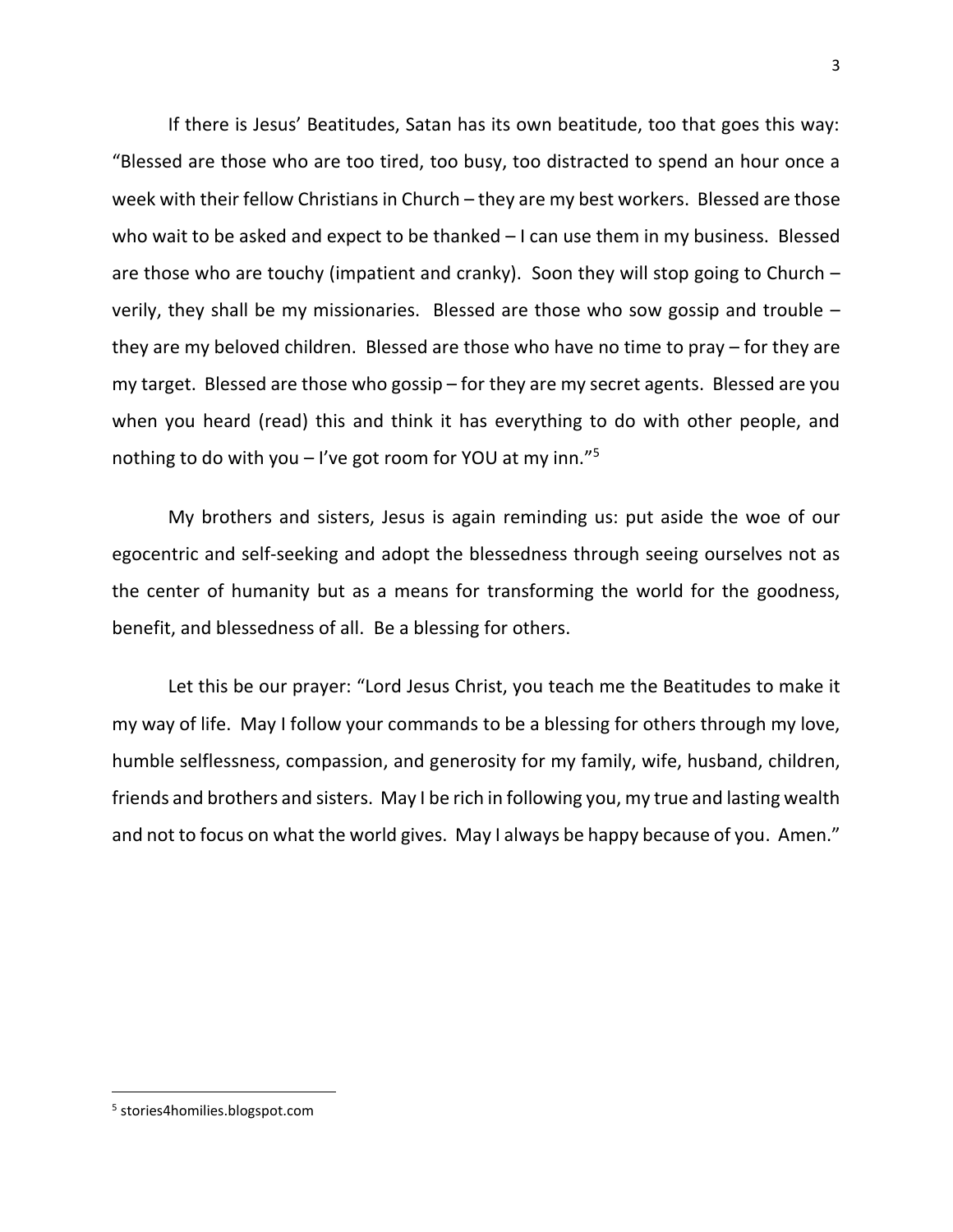If there is Jesus' Beatitudes, Satan has its own beatitude, too that goes this way: "Blessed are those who are too tired, too busy, too distracted to spend an hour once a week with their fellow Christians in Church – they are my best workers. Blessed are those who wait to be asked and expect to be thanked – I can use them in my business. Blessed are those who are touchy (impatient and cranky). Soon they will stop going to Church – verily, they shall be my missionaries. Blessed are those who sow gossip and trouble – they are my beloved children. Blessed are those who have no time to pray – for they are my target. Blessed are those who gossip – for they are my secret agents. Blessed are you when you heard (read) this and think it has everything to do with other people, and nothing to do with you – I've got room for YOU at my inn."[5]

My brothers and sisters, Jesus is again reminding us: put aside the woe of our egocentric and self-seeking and adopt the blessedness through seeing ourselves not as the center of humanity but as a means for transforming the world for the goodness, benefit, and blessedness of all. Be a blessing for others.

Let this be our prayer: "Lord Jesus Christ, you teach me the Beatitudes to make it my way of life. May I follow your commands to be a blessing for others through my love, humble selflessness, compassion, and generosity for my family, wife, husband, children, friends and brothers and sisters. May I be rich in following you, my true and lasting wealth and not to focus on what the world gives. May I always be happy because of you. Amen."

---

[5] stories4homilies.blogspot.com